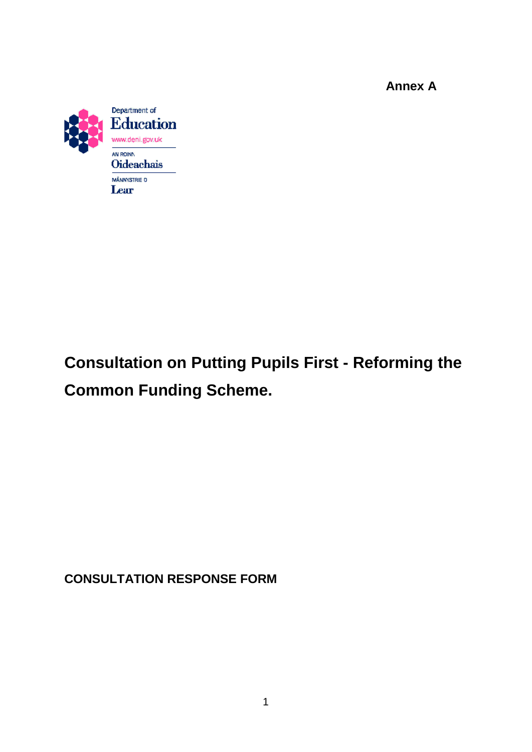**Annex A**

Department of Education
www.deni.gov.uk
AN ROINN Oideachais
MÄNNYSTRIE O Lear

# Consultation on Putting Pupils First - Reforming the Common Funding Scheme.

**CONSULTATION RESPONSE FORM**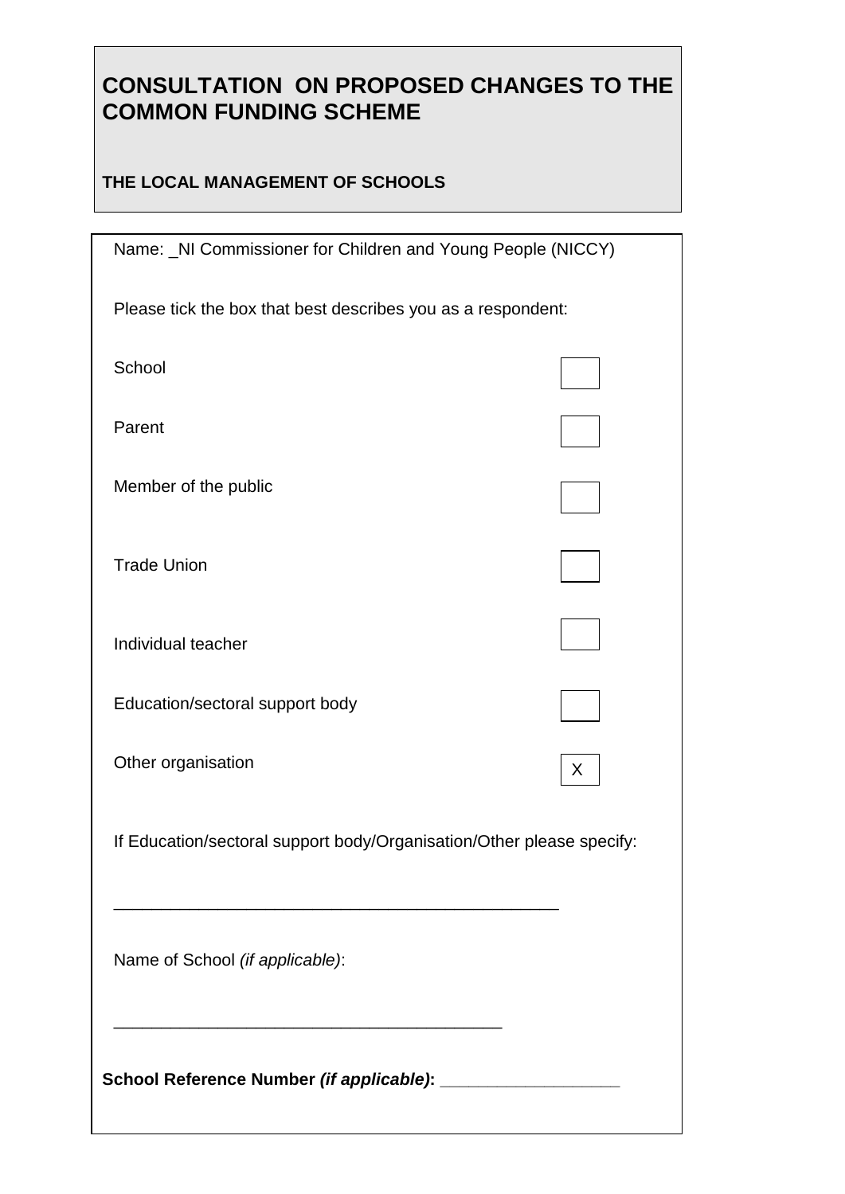# CONSULTATION ON PROPOSED CHANGES TO THE COMMON FUNDING SCHEME

**THE LOCAL MANAGEMENT OF SCHOOLS**

Name: _NI Commissioner for Children and Young People (NICCY)

Please tick the box that best describes you as a respondent:

| | |
|---|---|
| School | |
| Parent | |
| Member of the public | |
| Trade Union | |
| Individual teacher | |
| Education/sectoral support body | |
| Other organisation | X |

If Education/sectoral support body/Organisation/Other please specify:

_______________________________________________

Name of School *(if applicable)*:

_________________________________________

**School Reference Number *(if applicable)*: ___________________**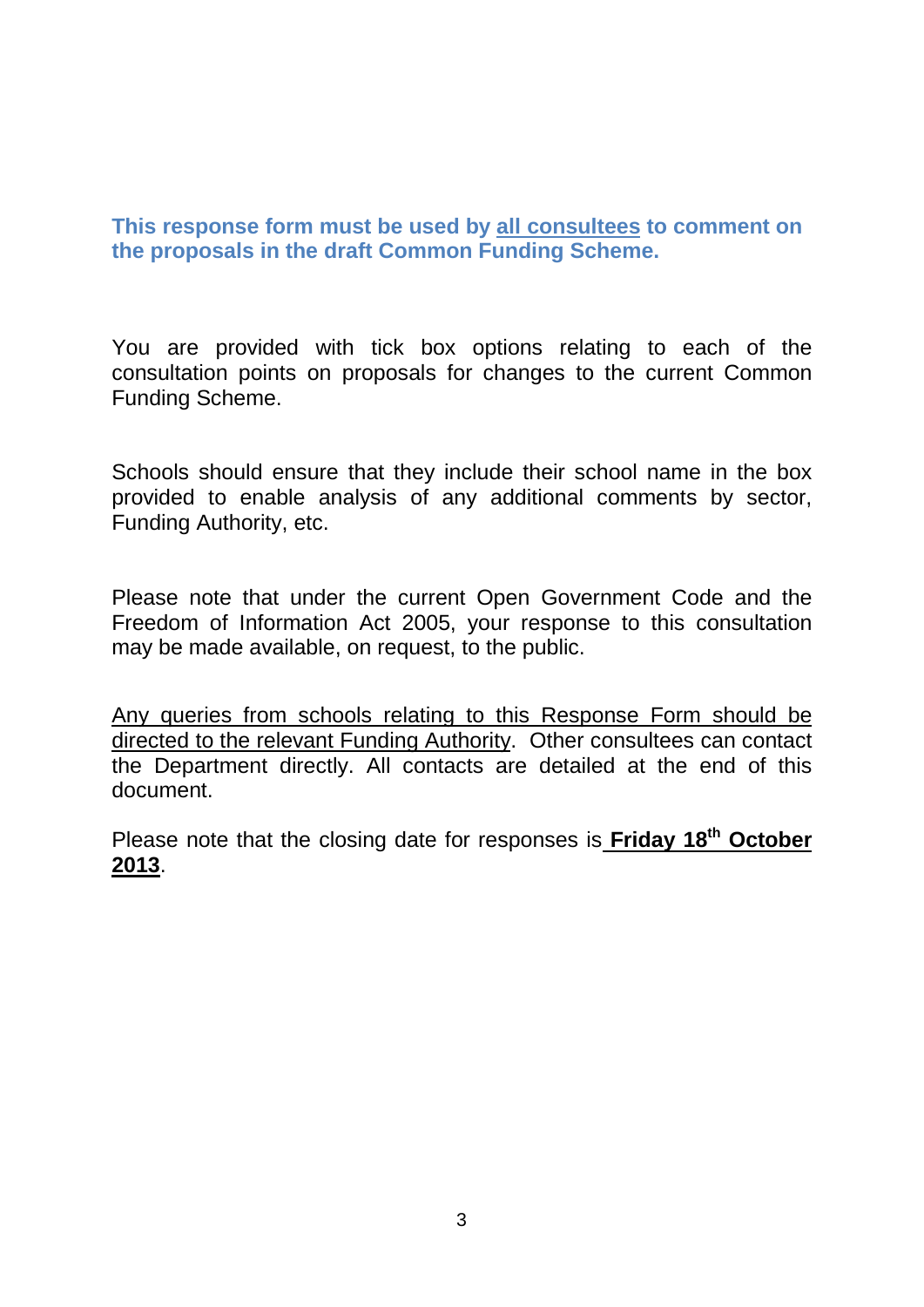**This response form must be used by <u>all consultees</u> to comment on the proposals in the draft Common Funding Scheme.**

You are provided with tick box options relating to each of the consultation points on proposals for changes to the current Common Funding Scheme.

Schools should ensure that they include their school name in the box provided to enable analysis of any additional comments by sector, Funding Authority, etc.

Please note that under the current Open Government Code and the Freedom of Information Act 2005, your response to this consultation may be made available, on request, to the public.

<u>Any queries from schools relating to this Response Form should be directed to the relevant Funding Authority</u>. Other consultees can contact the Department directly. All contacts are detailed at the end of this document.

Please note that the closing date for responses is **<u>Friday 18th October 2013</u>**.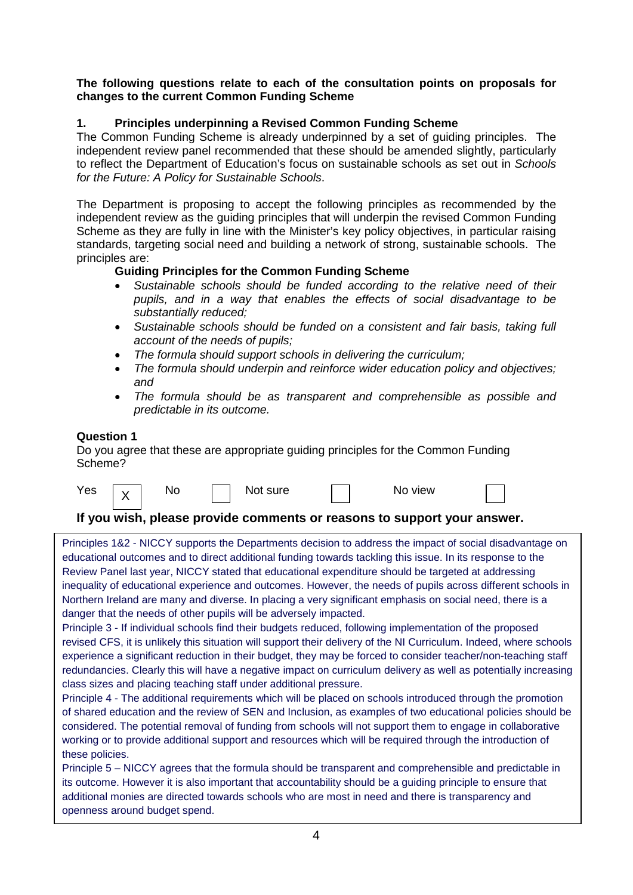**The following questions relate to each of the consultation points on proposals for changes to the current Common Funding Scheme**

### 1. Principles underpinning a Revised Common Funding Scheme

The Common Funding Scheme is already underpinned by a set of guiding principles. The independent review panel recommended that these should be amended slightly, particularly to reflect the Department of Education's focus on sustainable schools as set out in *Schools for the Future: A Policy for Sustainable Schools*.

The Department is proposing to accept the following principles as recommended by the independent review as the guiding principles that will underpin the revised Common Funding Scheme as they are fully in line with the Minister's key policy objectives, in particular raising standards, targeting social need and building a network of strong, sustainable schools. The principles are:

**Guiding Principles for the Common Funding Scheme**

- *Sustainable schools should be funded according to the relative need of their pupils, and in a way that enables the effects of social disadvantage to be substantially reduced;*
- *Sustainable schools should be funded on a consistent and fair basis, taking full account of the needs of pupils;*
- *The formula should support schools in delivering the curriculum;*
- *The formula should underpin and reinforce wider education policy and objectives; and*
- *The formula should be as transparent and comprehensible as possible and predictable in its outcome.*

**Question 1**

Do you agree that these are appropriate guiding principles for the Common Funding Scheme?

Yes [X] No [ ] Not sure [ ] No view [ ]

**If you wish, please provide comments or reasons to support your answer.**

Principles 1&2 - NICCY supports the Departments decision to address the impact of social disadvantage on educational outcomes and to direct additional funding towards tackling this issue. In its response to the Review Panel last year, NICCY stated that educational expenditure should be targeted at addressing inequality of educational experience and outcomes. However, the needs of pupils across different schools in Northern Ireland are many and diverse. In placing a very significant emphasis on social need, there is a danger that the needs of other pupils will be adversely impacted.

Principle 3 - If individual schools find their budgets reduced, following implementation of the proposed revised CFS, it is unlikely this situation will support their delivery of the NI Curriculum. Indeed, where schools experience a significant reduction in their budget, they may be forced to consider teacher/non-teaching staff redundancies. Clearly this will have a negative impact on curriculum delivery as well as potentially increasing class sizes and placing teaching staff under additional pressure.

Principle 4 - The additional requirements which will be placed on schools introduced through the promotion of shared education and the review of SEN and Inclusion, as examples of two educational policies should be considered. The potential removal of funding from schools will not support them to engage in collaborative working or to provide additional support and resources which will be required through the introduction of these policies.

Principle 5 – NICCY agrees that the formula should be transparent and comprehensible and predictable in its outcome. However it is also important that accountability should be a guiding principle to ensure that additional monies are directed towards schools who are most in need and there is transparency and openness around budget spend.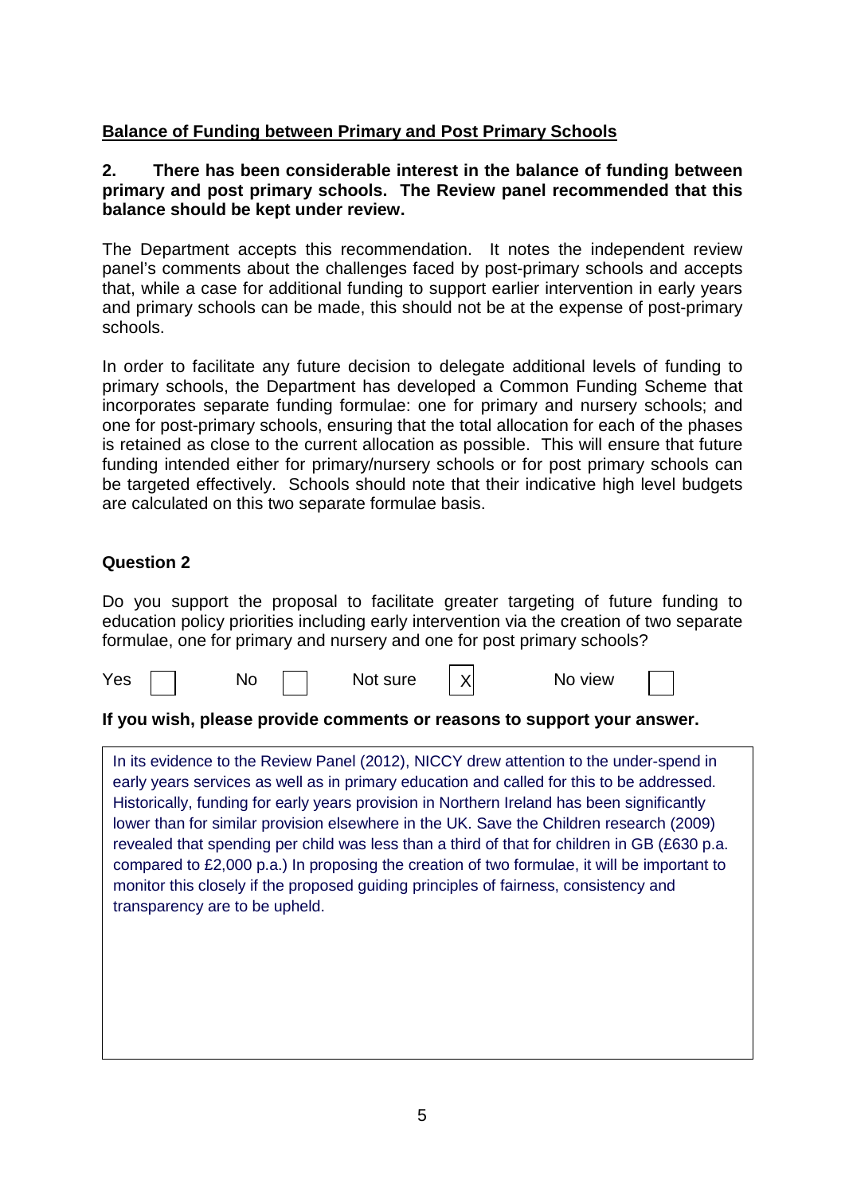**Balance of Funding between Primary and Post Primary Schools**

**2. There has been considerable interest in the balance of funding between primary and post primary schools. The Review panel recommended that this balance should be kept under review.**

The Department accepts this recommendation. It notes the independent review panel's comments about the challenges faced by post-primary schools and accepts that, while a case for additional funding to support earlier intervention in early years and primary schools can be made, this should not be at the expense of post-primary schools.

In order to facilitate any future decision to delegate additional levels of funding to primary schools, the Department has developed a Common Funding Scheme that incorporates separate funding formulae: one for primary and nursery schools; and one for post-primary schools, ensuring that the total allocation for each of the phases is retained as close to the current allocation as possible. This will ensure that future funding intended either for primary/nursery schools or for post primary schools can be targeted effectively. Schools should note that their indicative high level budgets are calculated on this two separate formulae basis.

### Question 2

Do you support the proposal to facilitate greater targeting of future funding to education policy priorities including early intervention via the creation of two separate formulae, one for primary and nursery and one for post primary schools?

Yes [ ] No [ ] Not sure [X] No view [ ]

**If you wish, please provide comments or reasons to support your answer.**

In its evidence to the Review Panel (2012), NICCY drew attention to the under-spend in early years services as well as in primary education and called for this to be addressed. Historically, funding for early years provision in Northern Ireland has been significantly lower than for similar provision elsewhere in the UK. Save the Children research (2009) revealed that spending per child was less than a third of that for children in GB (£630 p.a. compared to £2,000 p.a.) In proposing the creation of two formulae, it will be important to monitor this closely if the proposed guiding principles of fairness, consistency and transparency are to be upheld.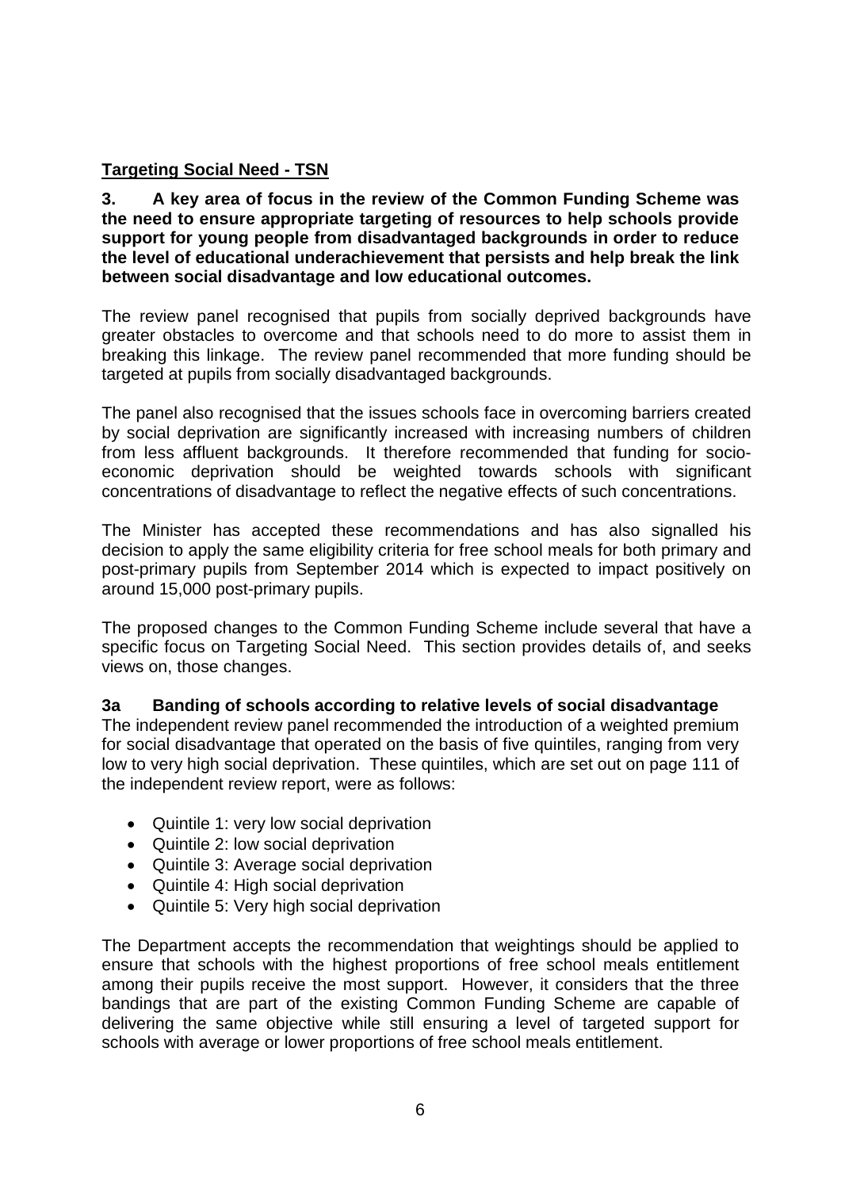## Targeting Social Need - TSN

**3. A key area of focus in the review of the Common Funding Scheme was the need to ensure appropriate targeting of resources to help schools provide support for young people from disadvantaged backgrounds in order to reduce the level of educational underachievement that persists and help break the link between social disadvantage and low educational outcomes.**

The review panel recognised that pupils from socially deprived backgrounds have greater obstacles to overcome and that schools need to do more to assist them in breaking this linkage. The review panel recommended that more funding should be targeted at pupils from socially disadvantaged backgrounds.

The panel also recognised that the issues schools face in overcoming barriers created by social deprivation are significantly increased with increasing numbers of children from less affluent backgrounds. It therefore recommended that funding for socio-economic deprivation should be weighted towards schools with significant concentrations of disadvantage to reflect the negative effects of such concentrations.

The Minister has accepted these recommendations and has also signalled his decision to apply the same eligibility criteria for free school meals for both primary and post-primary pupils from September 2014 which is expected to impact positively on around 15,000 post-primary pupils.

The proposed changes to the Common Funding Scheme include several that have a specific focus on Targeting Social Need. This section provides details of, and seeks views on, those changes.

### 3a Banding of schools according to relative levels of social disadvantage

The independent review panel recommended the introduction of a weighted premium for social disadvantage that operated on the basis of five quintiles, ranging from very low to very high social deprivation. These quintiles, which are set out on page 111 of the independent review report, were as follows:

- Quintile 1: very low social deprivation
- Quintile 2: low social deprivation
- Quintile 3: Average social deprivation
- Quintile 4: High social deprivation
- Quintile 5: Very high social deprivation

The Department accepts the recommendation that weightings should be applied to ensure that schools with the highest proportions of free school meals entitlement among their pupils receive the most support. However, it considers that the three bandings that are part of the existing Common Funding Scheme are capable of delivering the same objective while still ensuring a level of targeted support for schools with average or lower proportions of free school meals entitlement.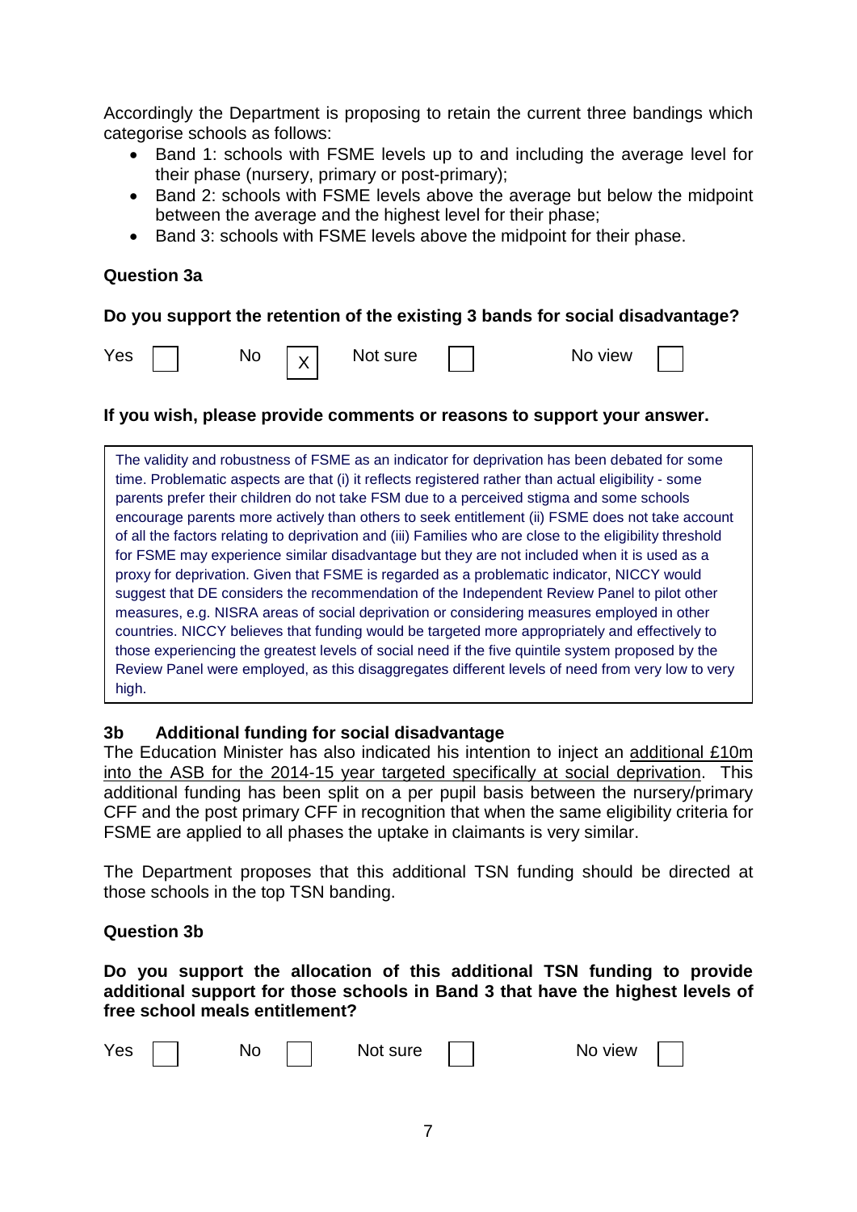Accordingly the Department is proposing to retain the current three bandings which categorise schools as follows:

- Band 1: schools with FSME levels up to and including the average level for their phase (nursery, primary or post-primary);
- Band 2: schools with FSME levels above the average but below the midpoint between the average and the highest level for their phase;
- Band 3: schools with FSME levels above the midpoint for their phase.

**Question 3a**

**Do you support the retention of the existing 3 bands for social disadvantage?**

Yes [ ] No [X] Not sure [ ] No view [ ]

**If you wish, please provide comments or reasons to support your answer.**

> The validity and robustness of FSME as an indicator for deprivation has been debated for some time. Problematic aspects are that (i) it reflects registered rather than actual eligibility - some parents prefer their children do not take FSM due to a perceived stigma and some schools encourage parents more actively than others to seek entitlement (ii) FSME does not take account of all the factors relating to deprivation and (iii) Families who are close to the eligibility threshold for FSME may experience similar disadvantage but they are not included when it is used as a proxy for deprivation. Given that FSME is regarded as a problematic indicator, NICCY would suggest that DE considers the recommendation of the Independent Review Panel to pilot other measures, e.g. NISRA areas of social deprivation or considering measures employed in other countries. NICCY believes that funding would be targeted more appropriately and effectively to those experiencing the greatest levels of social need if the five quintile system proposed by the Review Panel were employed, as this disaggregates different levels of need from very low to very high.

**3b Additional funding for social disadvantage**

The Education Minister has also indicated his intention to inject an additional £10m into the ASB for the 2014-15 year targeted specifically at social deprivation. This additional funding has been split on a per pupil basis between the nursery/primary CFF and the post primary CFF in recognition that when the same eligibility criteria for FSME are applied to all phases the uptake in claimants is very similar.

The Department proposes that this additional TSN funding should be directed at those schools in the top TSN banding.

**Question 3b**

**Do you support the allocation of this additional TSN funding to provide additional support for those schools in Band 3 that have the highest levels of free school meals entitlement?**

Yes [ ] No [ ] Not sure [ ] No view [ ]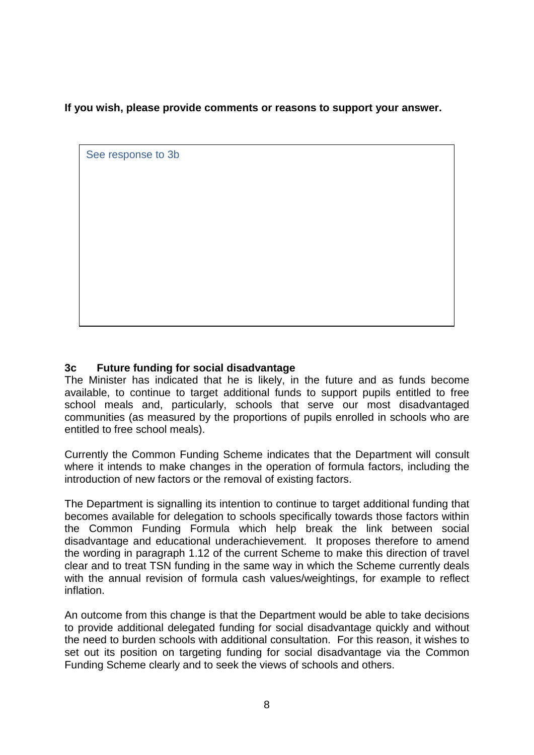**If you wish, please provide comments or reasons to support your answer.**

> See response to 3b

### 3c Future funding for social disadvantage

The Minister has indicated that he is likely, in the future and as funds become available, to continue to target additional funds to support pupils entitled to free school meals and, particularly, schools that serve our most disadvantaged communities (as measured by the proportions of pupils enrolled in schools who are entitled to free school meals).

Currently the Common Funding Scheme indicates that the Department will consult where it intends to make changes in the operation of formula factors, including the introduction of new factors or the removal of existing factors.

The Department is signalling its intention to continue to target additional funding that becomes available for delegation to schools specifically towards those factors within the Common Funding Formula which help break the link between social disadvantage and educational underachievement. It proposes therefore to amend the wording in paragraph 1.12 of the current Scheme to make this direction of travel clear and to treat TSN funding in the same way in which the Scheme currently deals with the annual revision of formula cash values/weightings, for example to reflect inflation.

An outcome from this change is that the Department would be able to take decisions to provide additional delegated funding for social disadvantage quickly and without the need to burden schools with additional consultation. For this reason, it wishes to set out its position on targeting funding for social disadvantage via the Common Funding Scheme clearly and to seek the views of schools and others.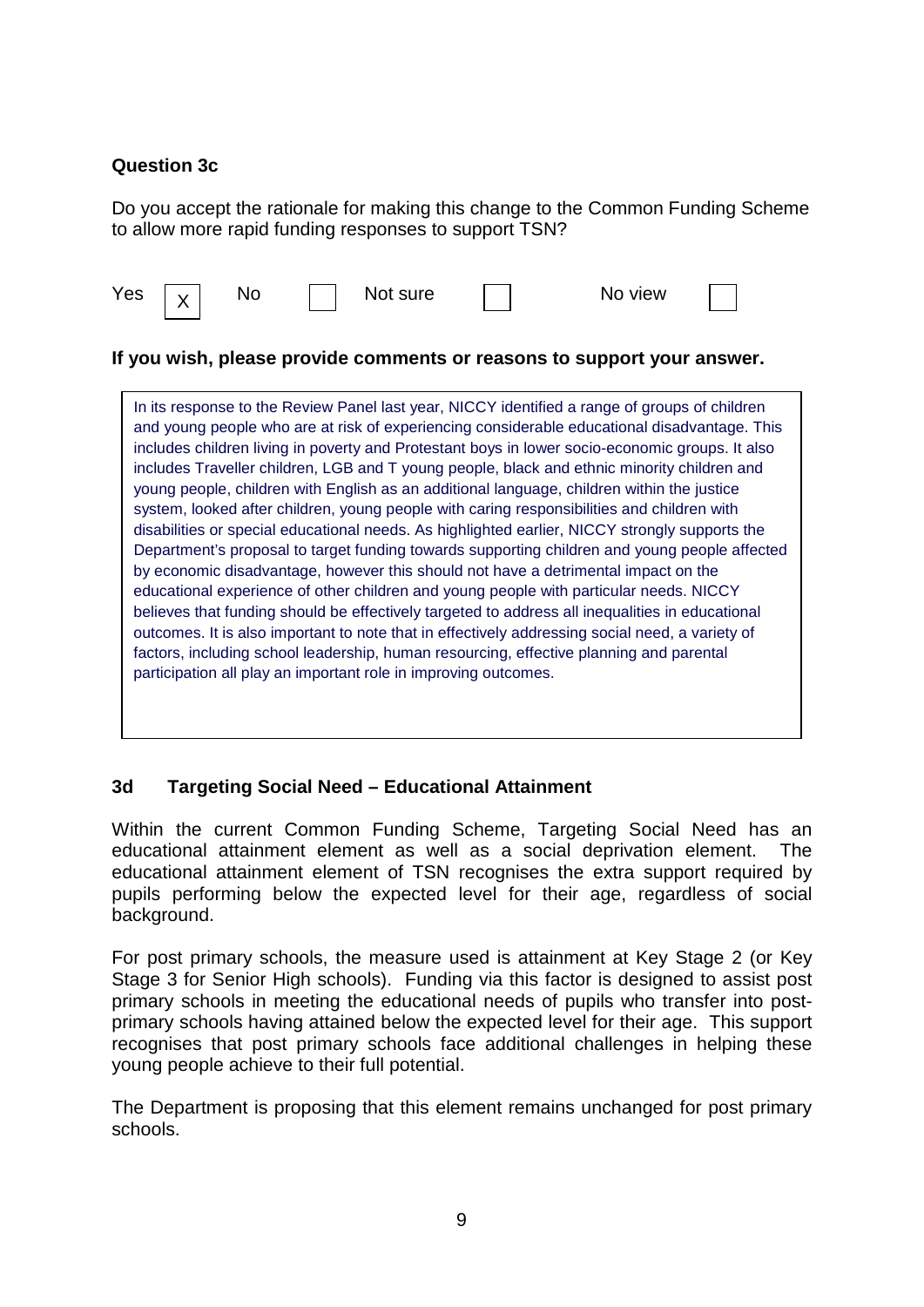**Question 3c**

Do you accept the rationale for making this change to the Common Funding Scheme to allow more rapid funding responses to support TSN?

Yes [X] No [ ] Not sure [ ] No view [ ]

**If you wish, please provide comments or reasons to support your answer.**

In its response to the Review Panel last year, NICCY identified a range of groups of children and young people who are at risk of experiencing considerable educational disadvantage. This includes children living in poverty and Protestant boys in lower socio-economic groups. It also includes Traveller children, LGB and T young people, black and ethnic minority children and young people, children with English as an additional language, children within the justice system, looked after children, young people with caring responsibilities and children with disabilities or special educational needs. As highlighted earlier, NICCY strongly supports the Department's proposal to target funding towards supporting children and young people affected by economic disadvantage, however this should not have a detrimental impact on the educational experience of other children and young people with particular needs. NICCY believes that funding should be effectively targeted to address all inequalities in educational outcomes. It is also important to note that in effectively addressing social need, a variety of factors, including school leadership, human resourcing, effective planning and parental participation all play an important role in improving outcomes.

### 3d Targeting Social Need – Educational Attainment

Within the current Common Funding Scheme, Targeting Social Need has an educational attainment element as well as a social deprivation element. The educational attainment element of TSN recognises the extra support required by pupils performing below the expected level for their age, regardless of social background.

For post primary schools, the measure used is attainment at Key Stage 2 (or Key Stage 3 for Senior High schools). Funding via this factor is designed to assist post primary schools in meeting the educational needs of pupils who transfer into post-primary schools having attained below the expected level for their age. This support recognises that post primary schools face additional challenges in helping these young people achieve to their full potential.

The Department is proposing that this element remains unchanged for post primary schools.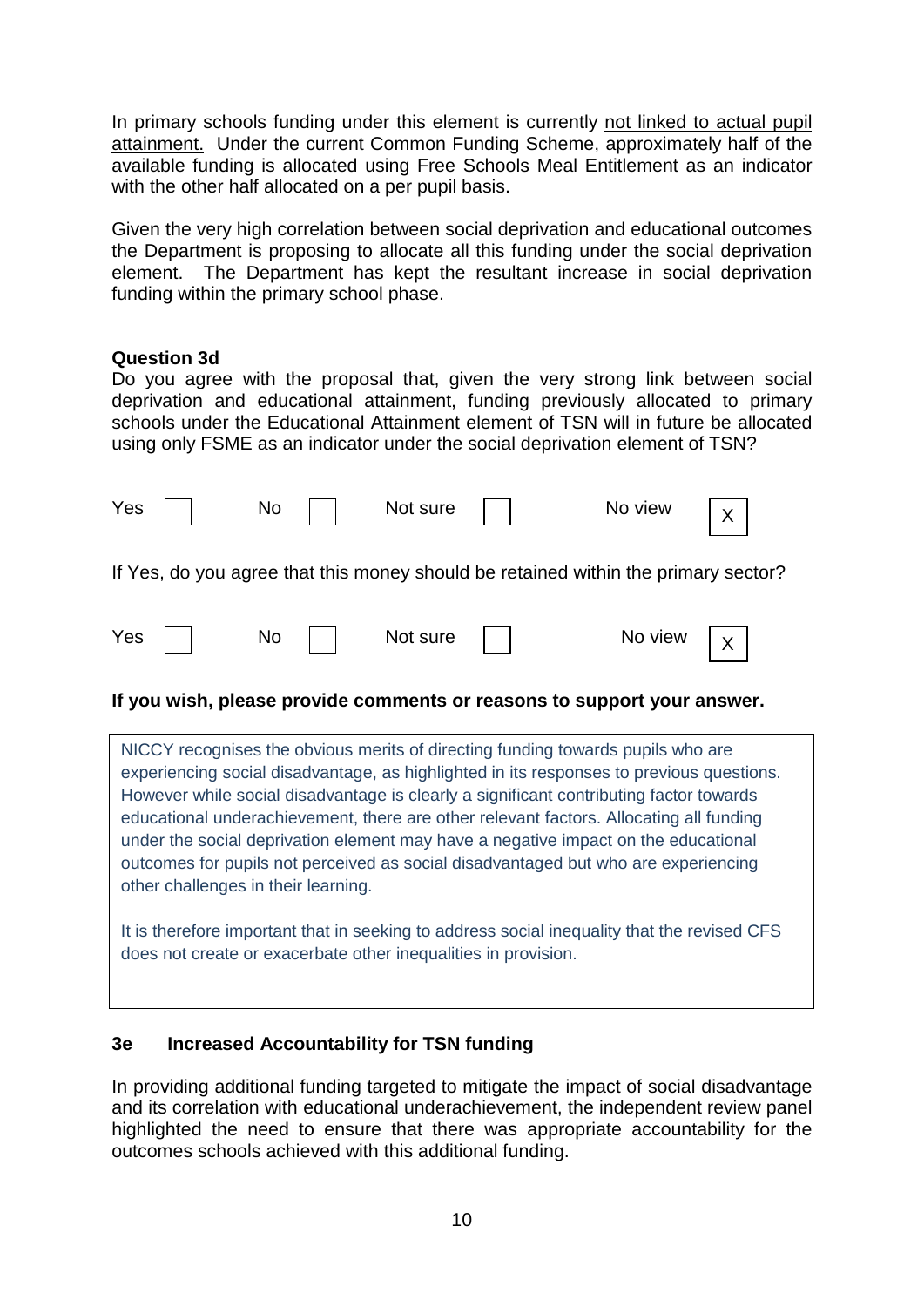In primary schools funding under this element is currently not linked to actual pupil attainment. Under the current Common Funding Scheme, approximately half of the available funding is allocated using Free Schools Meal Entitlement as an indicator with the other half allocated on a per pupil basis.

Given the very high correlation between social deprivation and educational outcomes the Department is proposing to allocate all this funding under the social deprivation element. The Department has kept the resultant increase in social deprivation funding within the primary school phase.

**Question 3d**

Do you agree with the proposal that, given the very strong link between social deprivation and educational attainment, funding previously allocated to primary schools under the Educational Attainment element of TSN will in future be allocated using only FSME as an indicator under the social deprivation element of TSN?

| Yes | No | Not sure | No view |
|---|---|---|---|
| ☐ | ☐ | ☐ | ☒ |

If Yes, do you agree that this money should be retained within the primary sector?

| Yes | No | Not sure | No view |
|---|---|---|---|
| ☐ | ☐ | ☐ | ☒ |

**If you wish, please provide comments or reasons to support your answer.**

NICCY recognises the obvious merits of directing funding towards pupils who are experiencing social disadvantage, as highlighted in its responses to previous questions. However while social disadvantage is clearly a significant contributing factor towards educational underachievement, there are other relevant factors. Allocating all funding under the social deprivation element may have a negative impact on the educational outcomes for pupils not perceived as social disadvantaged but who are experiencing other challenges in their learning.

It is therefore important that in seeking to address social inequality that the revised CFS does not create or exacerbate other inequalities in provision.

### 3e Increased Accountability for TSN funding

In providing additional funding targeted to mitigate the impact of social disadvantage and its correlation with educational underachievement, the independent review panel highlighted the need to ensure that there was appropriate accountability for the outcomes schools achieved with this additional funding.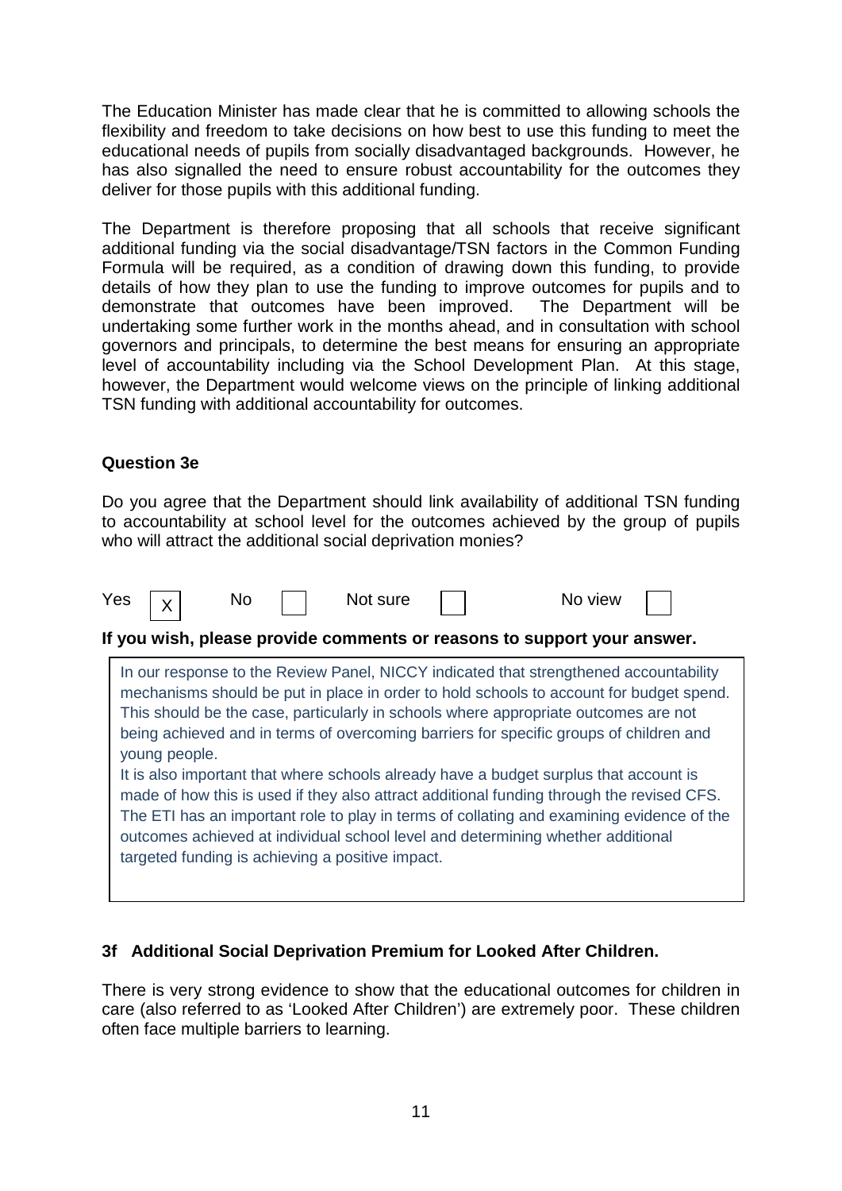The Education Minister has made clear that he is committed to allowing schools the flexibility and freedom to take decisions on how best to use this funding to meet the educational needs of pupils from socially disadvantaged backgrounds. However, he has also signalled the need to ensure robust accountability for the outcomes they deliver for those pupils with this additional funding.

The Department is therefore proposing that all schools that receive significant additional funding via the social disadvantage/TSN factors in the Common Funding Formula will be required, as a condition of drawing down this funding, to provide details of how they plan to use the funding to improve outcomes for pupils and to demonstrate that outcomes have been improved. The Department will be undertaking some further work in the months ahead, and in consultation with school governors and principals, to determine the best means for ensuring an appropriate level of accountability including via the School Development Plan. At this stage, however, the Department would welcome views on the principle of linking additional TSN funding with additional accountability for outcomes.

**Question 3e**

Do you agree that the Department should link availability of additional TSN funding to accountability at school level for the outcomes achieved by the group of pupils who will attract the additional social deprivation monies?

Yes [X] No [ ] Not sure [ ] No view [ ]

**If you wish, please provide comments or reasons to support your answer.**

In our response to the Review Panel, NICCY indicated that strengthened accountability mechanisms should be put in place in order to hold schools to account for budget spend. This should be the case, particularly in schools where appropriate outcomes are not being achieved and in terms of overcoming barriers for specific groups of children and young people.

It is also important that where schools already have a budget surplus that account is made of how this is used if they also attract additional funding through the revised CFS. The ETI has an important role to play in terms of collating and examining evidence of the outcomes achieved at individual school level and determining whether additional targeted funding is achieving a positive impact.

**3f Additional Social Deprivation Premium for Looked After Children.**

There is very strong evidence to show that the educational outcomes for children in care (also referred to as 'Looked After Children') are extremely poor. These children often face multiple barriers to learning.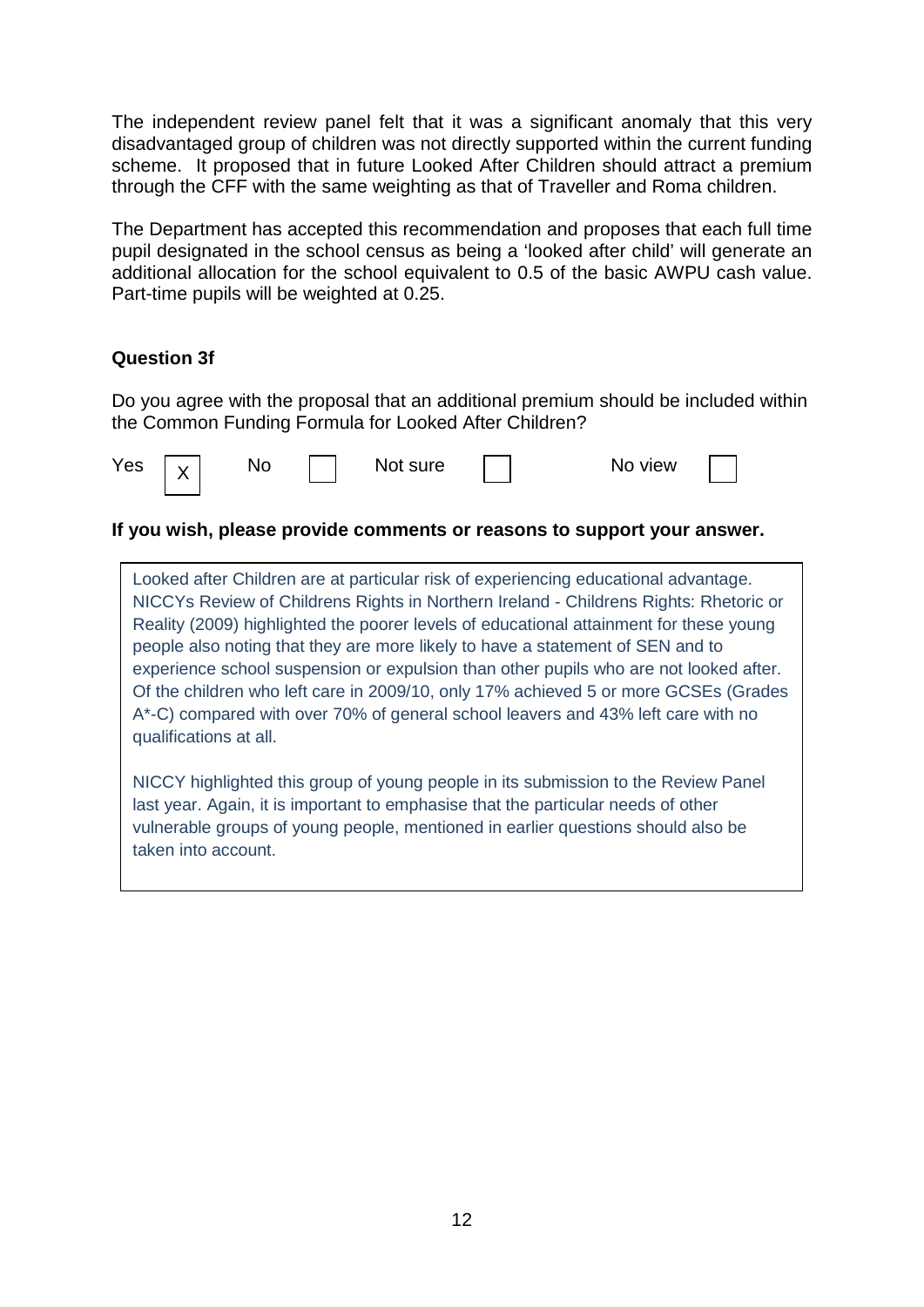The independent review panel felt that it was a significant anomaly that this very disadvantaged group of children was not directly supported within the current funding scheme. It proposed that in future Looked After Children should attract a premium through the CFF with the same weighting as that of Traveller and Roma children.

The Department has accepted this recommendation and proposes that each full time pupil designated in the school census as being a 'looked after child' will generate an additional allocation for the school equivalent to 0.5 of the basic AWPU cash value. Part-time pupils will be weighted at 0.25.

**Question 3f**

Do you agree with the proposal that an additional premium should be included within the Common Funding Formula for Looked After Children?

| Yes | X | No | | Not sure | | No view | |
|---|---|---|---|---|---|---|---|

**If you wish, please provide comments or reasons to support your answer.**

Looked after Children are at particular risk of experiencing educational advantage. NICCYs Review of Childrens Rights in Northern Ireland - Childrens Rights: Rhetoric or Reality (2009) highlighted the poorer levels of educational attainment for these young people also noting that they are more likely to have a statement of SEN and to experience school suspension or expulsion than other pupils who are not looked after. Of the children who left care in 2009/10, only 17% achieved 5 or more GCSEs (Grades A*-C) compared with over 70% of general school leavers and 43% left care with no qualifications at all.

NICCY highlighted this group of young people in its submission to the Review Panel last year. Again, it is important to emphasise that the particular needs of other vulnerable groups of young people, mentioned in earlier questions should also be taken into account.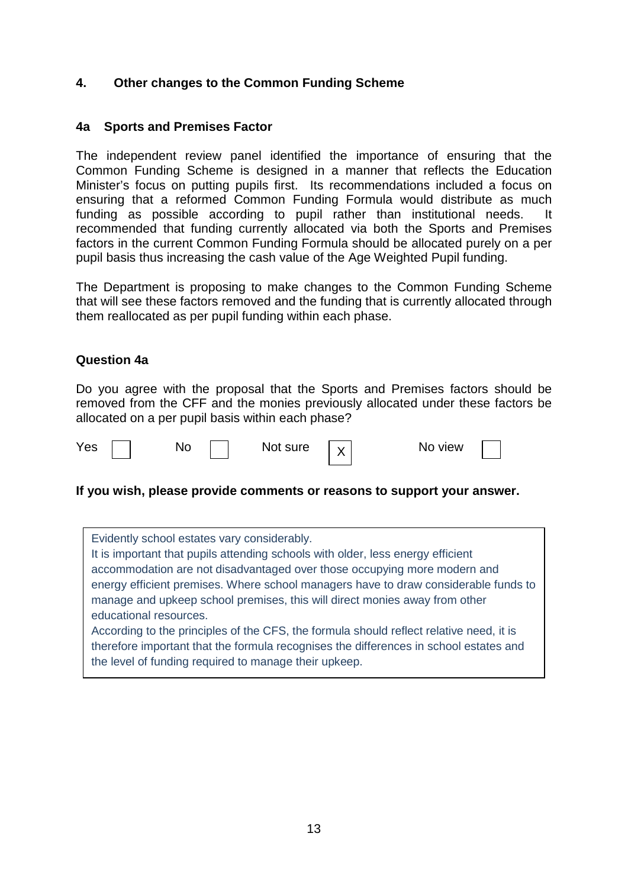## 4. Other changes to the Common Funding Scheme

### 4a Sports and Premises Factor

The independent review panel identified the importance of ensuring that the Common Funding Scheme is designed in a manner that reflects the Education Minister's focus on putting pupils first. Its recommendations included a focus on ensuring that a reformed Common Funding Formula would distribute as much funding as possible according to pupil rather than institutional needs. It recommended that funding currently allocated via both the Sports and Premises factors in the current Common Funding Formula should be allocated purely on a per pupil basis thus increasing the cash value of the Age Weighted Pupil funding.

The Department is proposing to make changes to the Common Funding Scheme that will see these factors removed and the funding that is currently allocated through them reallocated as per pupil funding within each phase.

**Question 4a**

Do you agree with the proposal that the Sports and Premises factors should be removed from the CFF and the monies previously allocated under these factors be allocated on a per pupil basis within each phase?

Yes [ ]  No [ ]  Not sure [X]  No view [ ]

**If you wish, please provide comments or reasons to support your answer.**

Evidently school estates vary considerably.
It is important that pupils attending schools with older, less energy efficient accommodation are not disadvantaged over those occupying more modern and energy efficient premises. Where school managers have to draw considerable funds to manage and upkeep school premises, this will direct monies away from other educational resources.
According to the principles of the CFS, the formula should reflect relative need, it is therefore important that the formula recognises the differences in school estates and the level of funding required to manage their upkeep.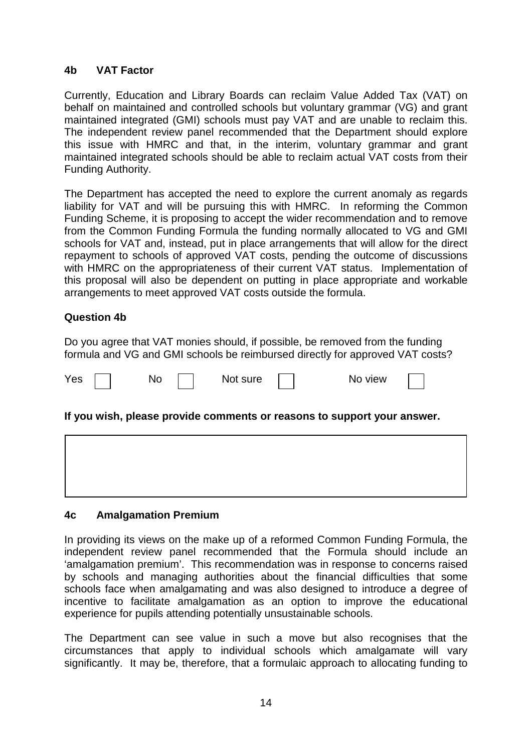### 4b VAT Factor

Currently, Education and Library Boards can reclaim Value Added Tax (VAT) on behalf on maintained and controlled schools but voluntary grammar (VG) and grant maintained integrated (GMI) schools must pay VAT and are unable to reclaim this. The independent review panel recommended that the Department should explore this issue with HMRC and that, in the interim, voluntary grammar and grant maintained integrated schools should be able to reclaim actual VAT costs from their Funding Authority.

The Department has accepted the need to explore the current anomaly as regards liability for VAT and will be pursuing this with HMRC. In reforming the Common Funding Scheme, it is proposing to accept the wider recommendation and to remove from the Common Funding Formula the funding normally allocated to VG and GMI schools for VAT and, instead, put in place arrangements that will allow for the direct repayment to schools of approved VAT costs, pending the outcome of discussions with HMRC on the appropriateness of their current VAT status. Implementation of this proposal will also be dependent on putting in place appropriate and workable arrangements to meet approved VAT costs outside the formula.

**Question 4b**

Do you agree that VAT monies should, if possible, be removed from the funding formula and VG and GMI schools be reimbursed directly for approved VAT costs?

Yes ☐ No ☐ Not sure ☐ No view ☐

**If you wish, please provide comments or reasons to support your answer.**

### 4c Amalgamation Premium

In providing its views on the make up of a reformed Common Funding Formula, the independent review panel recommended that the Formula should include an 'amalgamation premium'. This recommendation was in response to concerns raised by schools and managing authorities about the financial difficulties that some schools face when amalgamating and was also designed to introduce a degree of incentive to facilitate amalgamation as an option to improve the educational experience for pupils attending potentially unsustainable schools.

The Department can see value in such a move but also recognises that the circumstances that apply to individual schools which amalgamate will vary significantly. It may be, therefore, that a formulaic approach to allocating funding to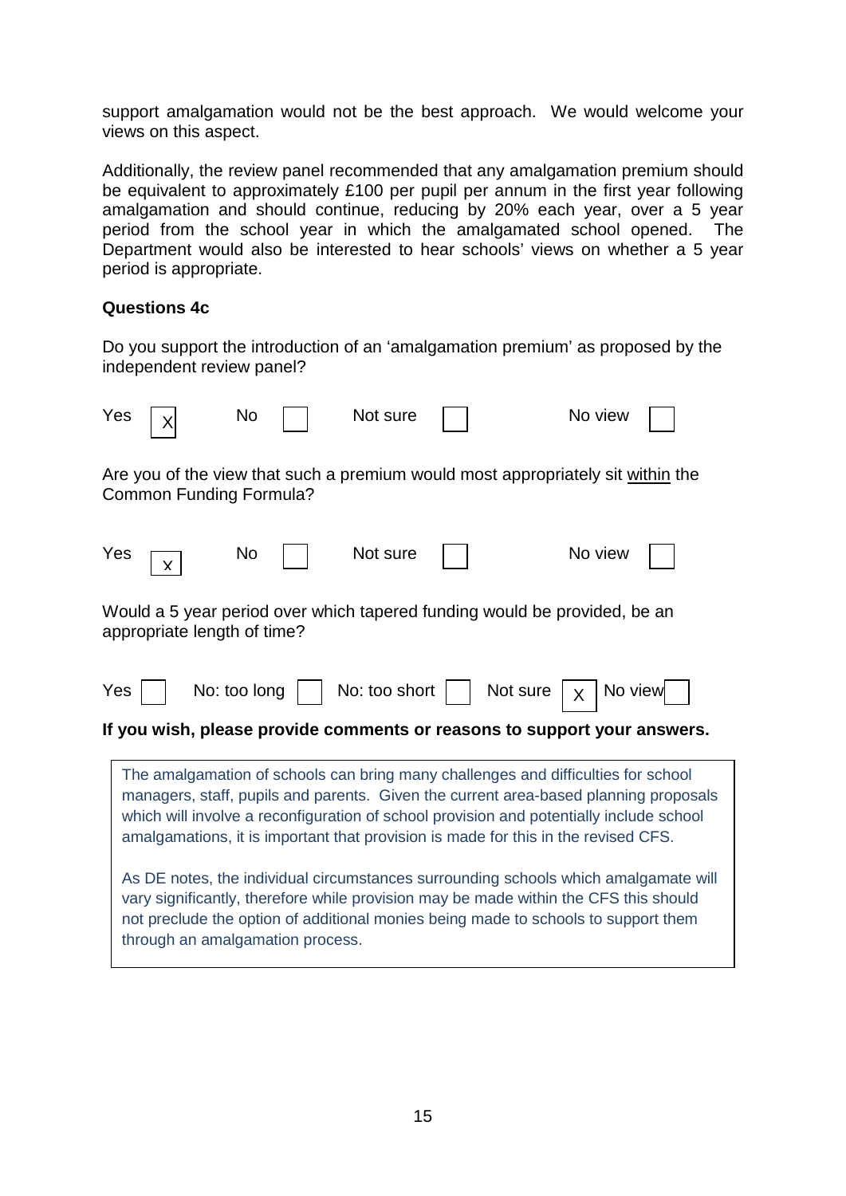support amalgamation would not be the best approach. We would welcome your views on this aspect.

Additionally, the review panel recommended that any amalgamation premium should be equivalent to approximately £100 per pupil per annum in the first year following amalgamation and should continue, reducing by 20% each year, over a 5 year period from the school year in which the amalgamated school opened. The Department would also be interested to hear schools' views on whether a 5 year period is appropriate.

**Questions 4c**

Do you support the introduction of an 'amalgamation premium' as proposed by the independent review panel?

Yes [X] No [ ] Not sure [ ] No view [ ]

Are you of the view that such a premium would most appropriately sit <u>within</u> the Common Funding Formula?

Yes [x] No [ ] Not sure [ ] No view [ ]

Would a 5 year period over which tapered funding would be provided, be an appropriate length of time?

Yes [ ] No: too long [ ] No: too short [ ] Not sure [X] No view [ ]

**If you wish, please provide comments or reasons to support your answers.**

The amalgamation of schools can bring many challenges and difficulties for school managers, staff, pupils and parents. Given the current area-based planning proposals which will involve a reconfiguration of school provision and potentially include school amalgamations, it is important that provision is made for this in the revised CFS.

As DE notes, the individual circumstances surrounding schools which amalgamate will vary significantly, therefore while provision may be made within the CFS this should not preclude the option of additional monies being made to schools to support them through an amalgamation process.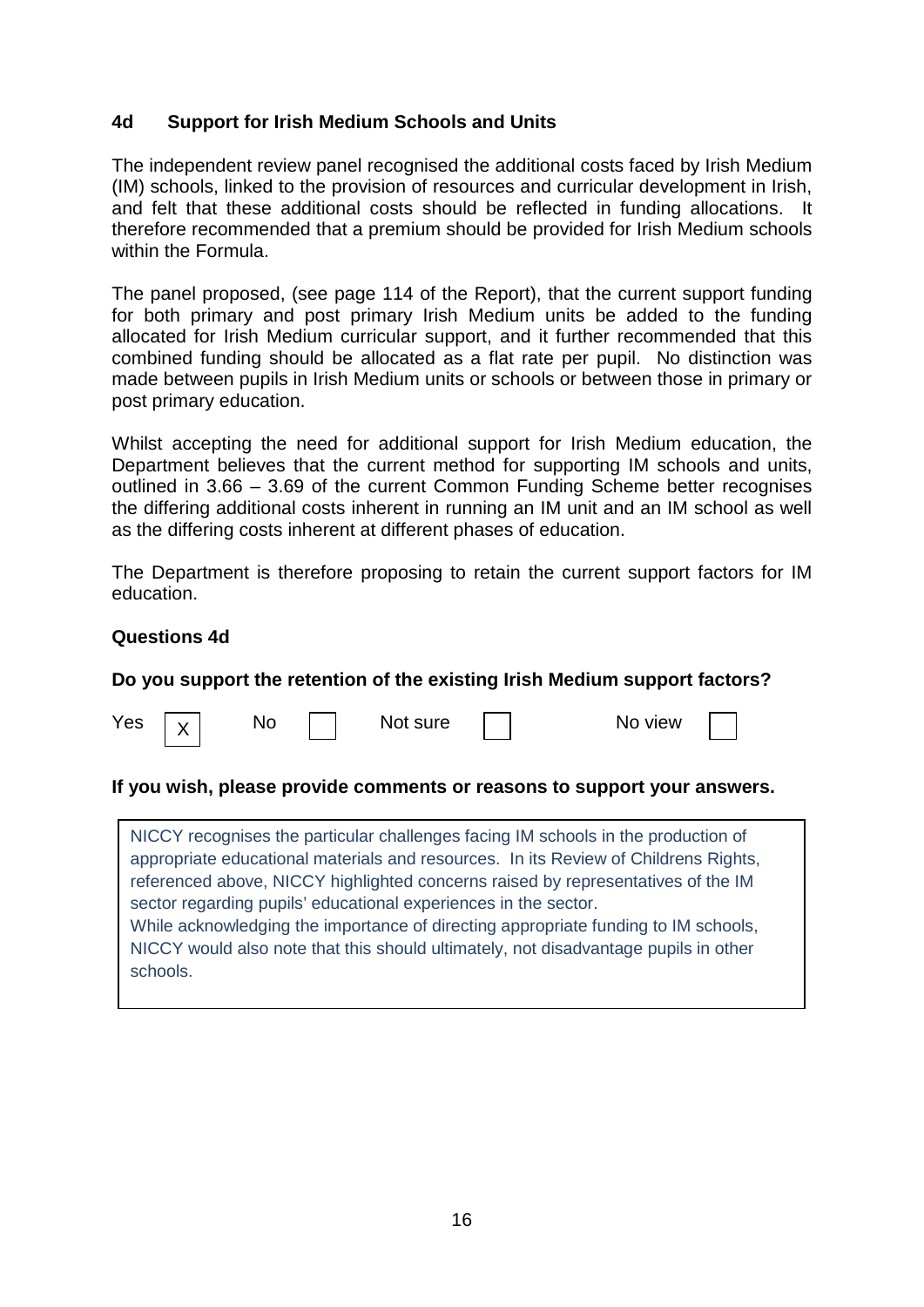### 4d Support for Irish Medium Schools and Units

The independent review panel recognised the additional costs faced by Irish Medium (IM) schools, linked to the provision of resources and curricular development in Irish, and felt that these additional costs should be reflected in funding allocations. It therefore recommended that a premium should be provided for Irish Medium schools within the Formula.

The panel proposed, (see page 114 of the Report), that the current support funding for both primary and post primary Irish Medium units be added to the funding allocated for Irish Medium curricular support, and it further recommended that this combined funding should be allocated as a flat rate per pupil. No distinction was made between pupils in Irish Medium units or schools or between those in primary or post primary education.

Whilst accepting the need for additional support for Irish Medium education, the Department believes that the current method for supporting IM schools and units, outlined in 3.66 – 3.69 of the current Common Funding Scheme better recognises the differing additional costs inherent in running an IM unit and an IM school as well as the differing costs inherent at different phases of education.

The Department is therefore proposing to retain the current support factors for IM education.

**Questions 4d**

**Do you support the retention of the existing Irish Medium support factors?**

Yes [X] No [ ] Not sure [ ] No view [ ]

**If you wish, please provide comments or reasons to support your answers.**

NICCY recognises the particular challenges facing IM schools in the production of appropriate educational materials and resources. In its Review of Childrens Rights, referenced above, NICCY highlighted concerns raised by representatives of the IM sector regarding pupils' educational experiences in the sector.
While acknowledging the importance of directing appropriate funding to IM schools, NICCY would also note that this should ultimately, not disadvantage pupils in other schools.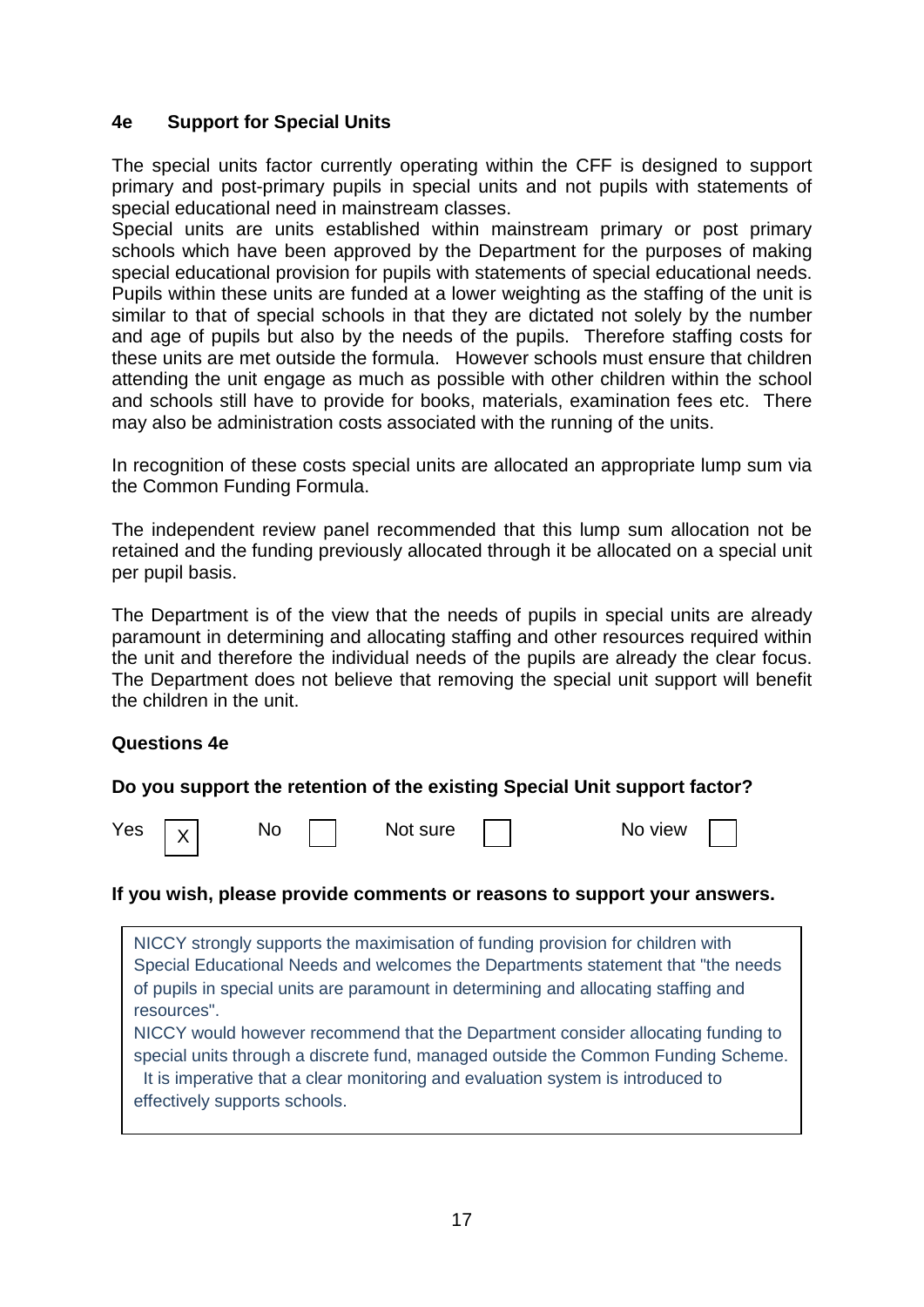## 4e Support for Special Units

The special units factor currently operating within the CFF is designed to support primary and post-primary pupils in special units and not pupils with statements of special educational need in mainstream classes.

Special units are units established within mainstream primary or post primary schools which have been approved by the Department for the purposes of making special educational provision for pupils with statements of special educational needs. Pupils within these units are funded at a lower weighting as the staffing of the unit is similar to that of special schools in that they are dictated not solely by the number and age of pupils but also by the needs of the pupils. Therefore staffing costs for these units are met outside the formula. However schools must ensure that children attending the unit engage as much as possible with other children within the school and schools still have to provide for books, materials, examination fees etc. There may also be administration costs associated with the running of the units.

In recognition of these costs special units are allocated an appropriate lump sum via the Common Funding Formula.

The independent review panel recommended that this lump sum allocation not be retained and the funding previously allocated through it be allocated on a special unit per pupil basis.

The Department is of the view that the needs of pupils in special units are already paramount in determining and allocating staffing and other resources required within the unit and therefore the individual needs of the pupils are already the clear focus. The Department does not believe that removing the special unit support will benefit the children in the unit.

### Questions 4e

**Do you support the retention of the existing Special Unit support factor?**

Yes [X] No [ ] Not sure [ ] No view [ ]

**If you wish, please provide comments or reasons to support your answers.**

NICCY strongly supports the maximisation of funding provision for children with Special Educational Needs and welcomes the Departments statement that "the needs of pupils in special units are paramount in determining and allocating staffing and resources".

NICCY would however recommend that the Department consider allocating funding to special units through a discrete fund, managed outside the Common Funding Scheme. It is imperative that a clear monitoring and evaluation system is introduced to effectively supports schools.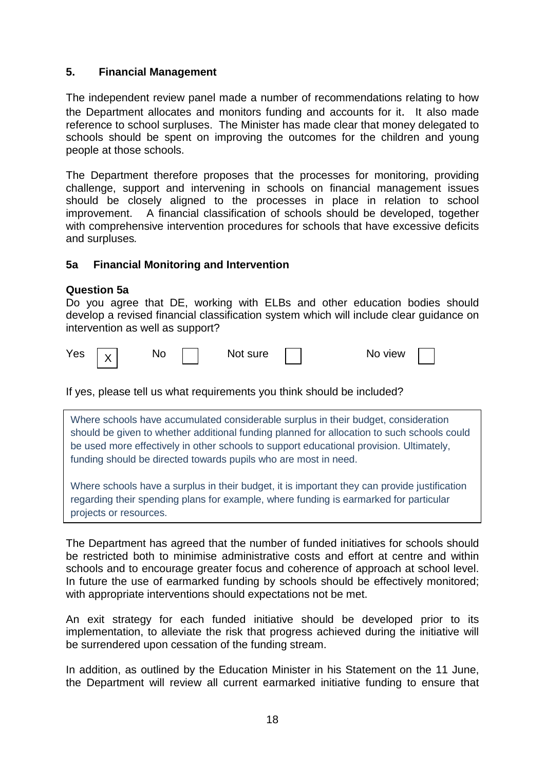## 5. Financial Management

The independent review panel made a number of recommendations relating to how the Department allocates and monitors funding and accounts for it. It also made reference to school surpluses. The Minister has made clear that money delegated to schools should be spent on improving the outcomes for the children and young people at those schools.

The Department therefore proposes that the processes for monitoring, providing challenge, support and intervening in schools on financial management issues should be closely aligned to the processes in place in relation to school improvement. A financial classification of schools should be developed, together with comprehensive intervention procedures for schools that have excessive deficits and surpluses.

### 5a Financial Monitoring and Intervention

**Question 5a**

Do you agree that DE, working with ELBs and other education bodies should develop a revised financial classification system which will include clear guidance on intervention as well as support?

Yes [X] No [ ] Not sure [ ] No view [ ]

If yes, please tell us what requirements you think should be included?

> Where schools have accumulated considerable surplus in their budget, consideration should be given to whether additional funding planned for allocation to such schools could be used more effectively in other schools to support educational provision. Ultimately, funding should be directed towards pupils who are most in need.
>
> Where schools have a surplus in their budget, it is important they can provide justification regarding their spending plans for example, where funding is earmarked for particular projects or resources.

The Department has agreed that the number of funded initiatives for schools should be restricted both to minimise administrative costs and effort at centre and within schools and to encourage greater focus and coherence of approach at school level. In future the use of earmarked funding by schools should be effectively monitored; with appropriate interventions should expectations not be met.

An exit strategy for each funded initiative should be developed prior to its implementation, to alleviate the risk that progress achieved during the initiative will be surrendered upon cessation of the funding stream.

In addition, as outlined by the Education Minister in his Statement on the 11 June, the Department will review all current earmarked initiative funding to ensure that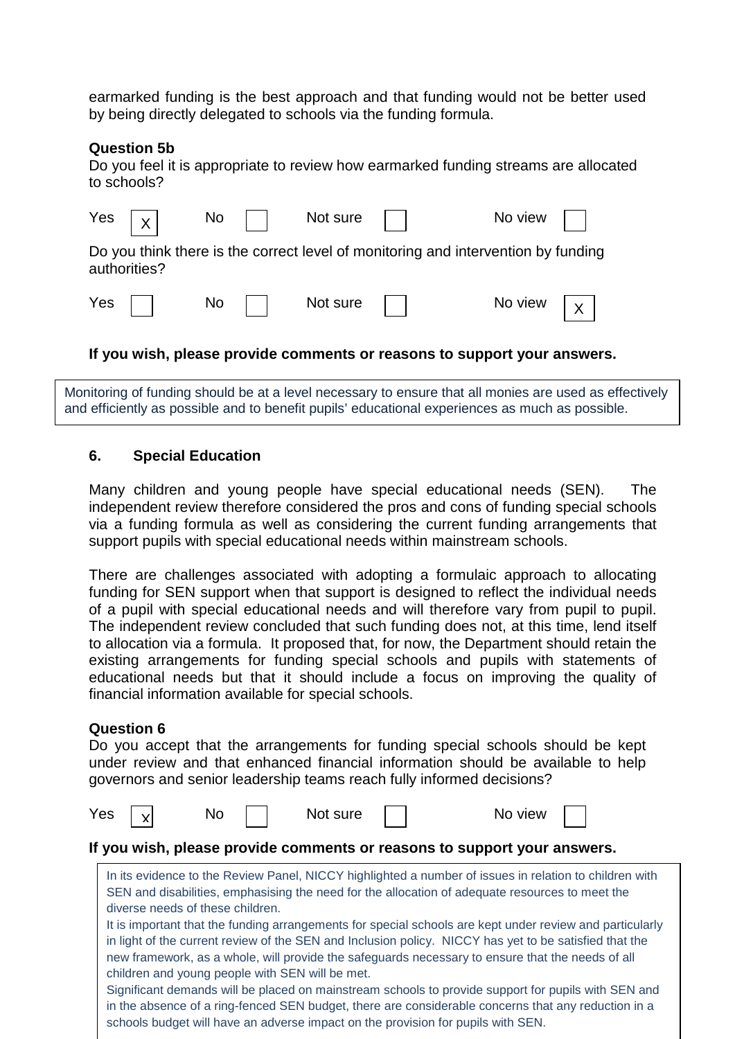earmarked funding is the best approach and that funding would not be better used by being directly delegated to schools via the funding formula.

**Question 5b**

Do you feel it is appropriate to review how earmarked funding streams are allocated to schools?

| Yes | X | No | | Not sure | | No view | |
|---|---|---|---|---|---|---|---|

Do you think there is the correct level of monitoring and intervention by funding authorities?

| Yes | | No | | Not sure | | No view | X |
|---|---|---|---|---|---|---|---|

**If you wish, please provide comments or reasons to support your answers.**

Monitoring of funding should be at a level necessary to ensure that all monies are used as effectively and efficiently as possible and to benefit pupils' educational experiences as much as possible.

## 6. Special Education

Many children and young people have special educational needs (SEN). The independent review therefore considered the pros and cons of funding special schools via a funding formula as well as considering the current funding arrangements that support pupils with special educational needs within mainstream schools.

There are challenges associated with adopting a formulaic approach to allocating funding for SEN support when that support is designed to reflect the individual needs of a pupil with special educational needs and will therefore vary from pupil to pupil. The independent review concluded that such funding does not, at this time, lend itself to allocation via a formula. It proposed that, for now, the Department should retain the existing arrangements for funding special schools and pupils with statements of educational needs but that it should include a focus on improving the quality of financial information available for special schools.

**Question 6**

Do you accept that the arrangements for funding special schools should be kept under review and that enhanced financial information should be available to help governors and senior leadership teams reach fully informed decisions?

| Yes | x | No | | Not sure | | No view | |
|---|---|---|---|---|---|---|---|

**If you wish, please provide comments or reasons to support your answers.**

In its evidence to the Review Panel, NICCY highlighted a number of issues in relation to children with SEN and disabilities, emphasising the need for the allocation of adequate resources to meet the diverse needs of these children.

It is important that the funding arrangements for special schools are kept under review and particularly in light of the current review of the SEN and Inclusion policy. NICCY has yet to be satisfied that the new framework, as a whole, will provide the safeguards necessary to ensure that the needs of all children and young people with SEN will be met.

Significant demands will be placed on mainstream schools to provide support for pupils with SEN and in the absence of a ring-fenced SEN budget, there are considerable concerns that any reduction in a schools budget will have an adverse impact on the provision for pupils with SEN.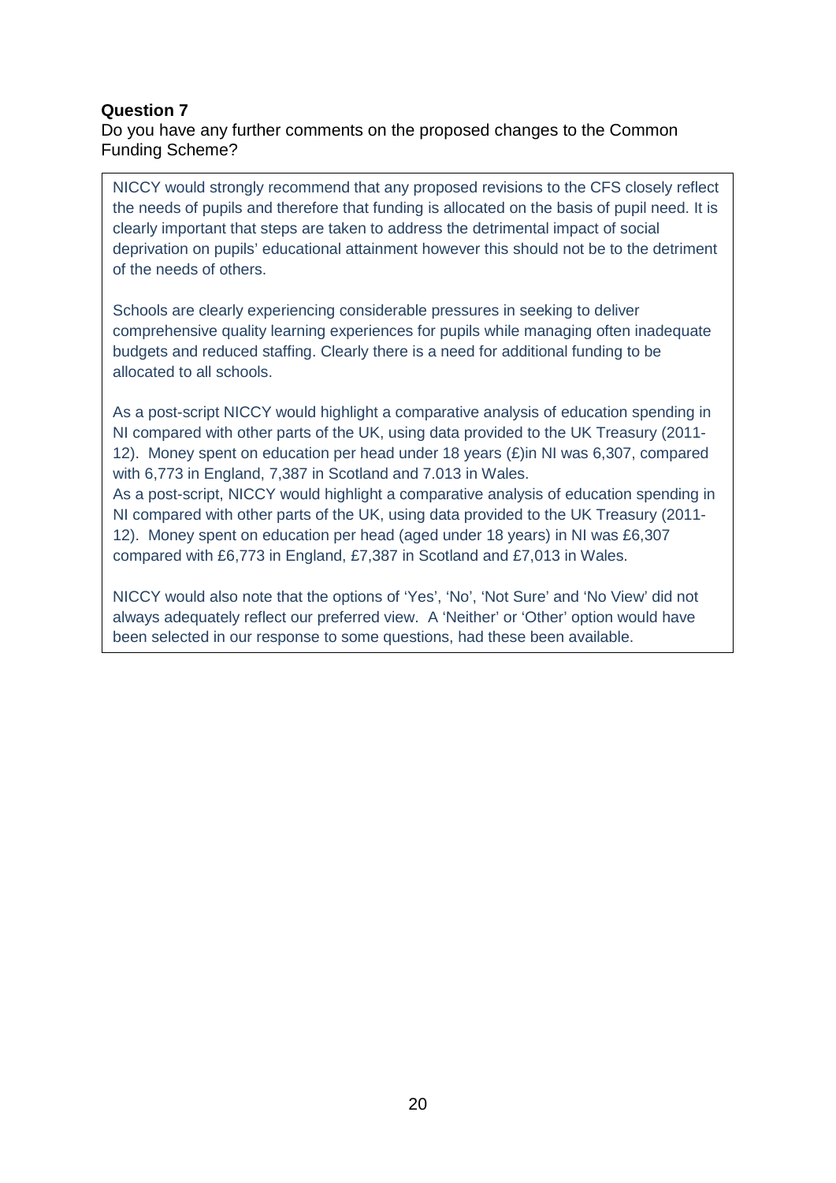**Question 7**

Do you have any further comments on the proposed changes to the Common Funding Scheme?

NICCY would strongly recommend that any proposed revisions to the CFS closely reflect the needs of pupils and therefore that funding is allocated on the basis of pupil need. It is clearly important that steps are taken to address the detrimental impact of social deprivation on pupils' educational attainment however this should not be to the detriment of the needs of others.

Schools are clearly experiencing considerable pressures in seeking to deliver comprehensive quality learning experiences for pupils while managing often inadequate budgets and reduced staffing. Clearly there is a need for additional funding to be allocated to all schools.

As a post-script NICCY would highlight a comparative analysis of education spending in NI compared with other parts of the UK, using data provided to the UK Treasury (2011-12). Money spent on education per head under 18 years (£)in NI was 6,307, compared with 6,773 in England, 7,387 in Scotland and 7.013 in Wales.
As a post-script, NICCY would highlight a comparative analysis of education spending in NI compared with other parts of the UK, using data provided to the UK Treasury (2011-12). Money spent on education per head (aged under 18 years) in NI was £6,307 compared with £6,773 in England, £7,387 in Scotland and £7,013 in Wales.

NICCY would also note that the options of 'Yes', 'No', 'Not Sure' and 'No View' did not always adequately reflect our preferred view. A 'Neither' or 'Other' option would have been selected in our response to some questions, had these been available.